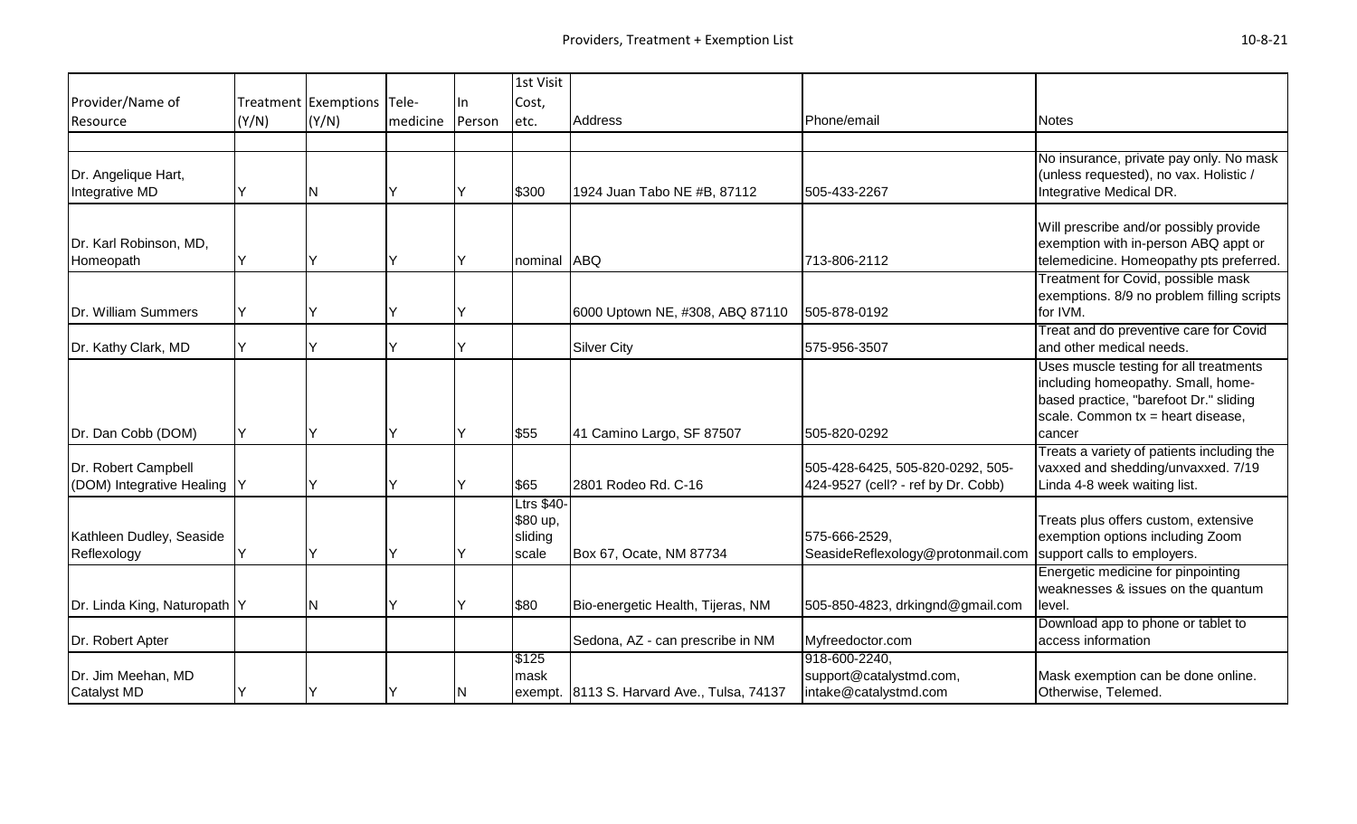| Provider/Name of Resource | Treatment (Y/N) | Exemptions (Y/N) | Tele-medicine | In Person | 1st Visit Cost, etc. | Address | Phone/email | Notes |
|---|---|---|---|---|---|---|---|---|
| | | | | | | | | |
| Dr. Angelique Hart, Integrative MD | Y | N | Y | Y | $300 | 1924 Juan Tabo NE #B, 87112 | 505-433-2267 | No insurance, private pay only. No mask (unless requested), no vax. Holistic / Integrative Medical DR. |
| Dr. Karl Robinson, MD, Homeopath | Y | Y | Y | Y | nominal | ABQ | 713-806-2112 | Will prescribe and/or possibly provide exemption with in-person ABQ appt or telemedicine. Homeopathy pts preferred. |
| Dr. William Summers | Y | Y | Y | Y | | 6000 Uptown NE, #308, ABQ 87110 | 505-878-0192 | Treatment for Covid, possible mask exemptions. 8/9 no problem filling scripts for IVM. |
| Dr. Kathy Clark, MD | Y | Y | Y | Y | | Silver City | 575-956-3507 | Treat and do preventive care for Covid and other medical needs. |
| Dr. Dan Cobb (DOM) | Y | Y | Y | Y | $55 | 41 Camino Largo, SF 87507 | 505-820-0292 | Uses muscle testing for all treatments including homeopathy. Small, home-based practice, "barefoot Dr." sliding scale. Common tx = heart disease, cancer |
| Dr. Robert Campbell (DOM) Integrative Healing | Y | Y | Y | Y | $65 | 2801 Rodeo Rd. C-16 | 505-428-6425, 505-820-0292, 505-424-9527 (cell? - ref by Dr. Cobb) | Treats a variety of patients including the vaxxed and shedding/unvaxxed. 7/19 Linda 4-8 week waiting list. |
| Kathleen Dudley, Seaside Reflexology | Y | Y | Y | Y | Ltrs $40-$80 up, sliding scale | Box 67, Ocate, NM 87734 | 575-666-2529, SeasideReflexology@protonmail.com | Treats plus offers custom, extensive exemption options including Zoom support calls to employers. |
| Dr. Linda King, Naturopath | Y | N | Y | Y | $80 | Bio-energetic Health, Tijeras, NM | 505-850-4823, drkingnd@gmail.com | Energetic medicine for pinpointing weaknesses & issues on the quantum level. |
| Dr. Robert Apter | | | | | | Sedona, AZ - can prescribe in NM | Myfreedoctor.com | Download app to phone or tablet to access information |
| Dr. Jim Meehan, MD Catalyst MD | Y | Y | Y | N | $125 mask exempt. | 8113 S. Harvard Ave., Tulsa, 74137 | 918-600-2240, support@catalystmd.com, intake@catalystmd.com | Mask exemption can be done online. Otherwise, Telemed. |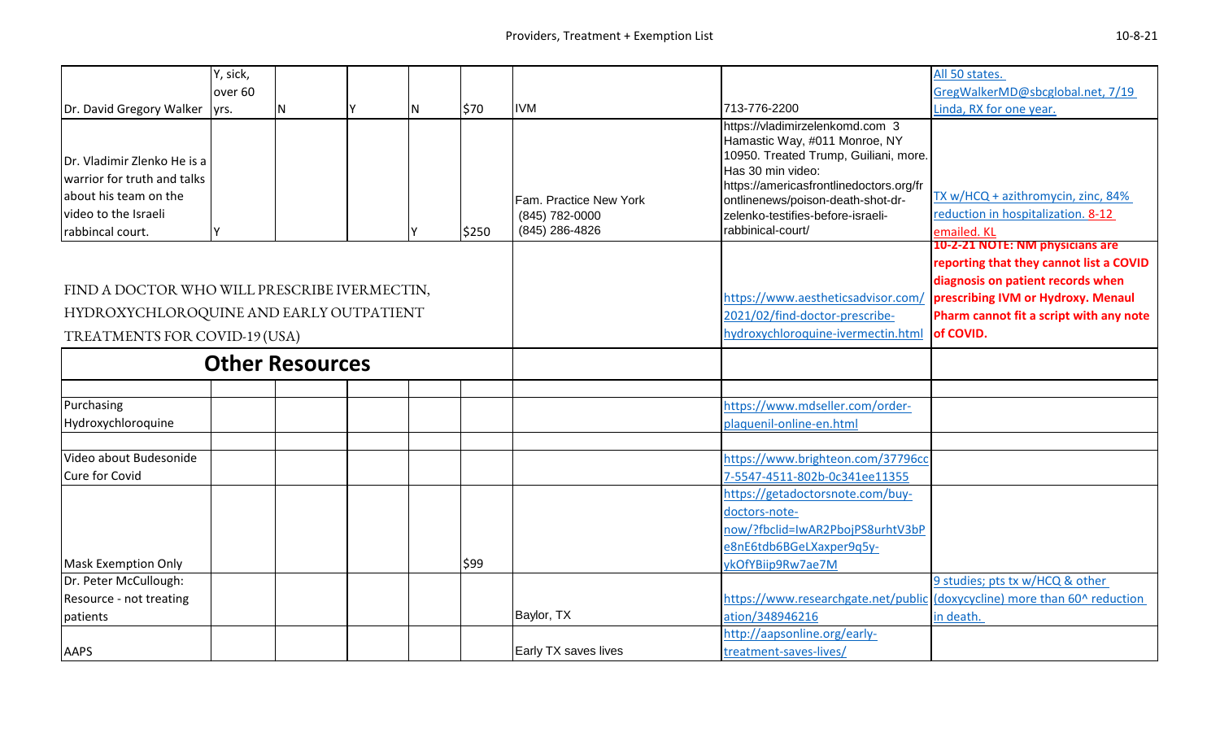| | | | | | | | | |
|---|---|---|---|---|---|---|---|---|
| Dr. David Gregory Walker | Y, sick, over 60 yrs. | N | Y | N | $70 | IVM | 713-776-2200 | All 50 states. GregWalkerMD@sbcglobal.net, 7/19 Linda, RX for one year. |
| Dr. Vladimir Zlenko He is a warrior for truth and talks about his team on the video to the Israeli rabbincal court. | Y | | | Y | $250 | Fam. Practice New York (845) 782-0000 (845) 286-4826 | https://vladimirzelenkomd.com 3 Hamastic Way, #011 Monroe, NY 10950. Treated Trump, Guiliani, more. Has 30 min video: https://americasfrontlinedoctors.org/frontlinenews/poison-death-shot-dr-zelenko-testifies-before-israeli-rabbinical-court/ | TX w/HCQ + azithromycin, zinc, 84% reduction in hospitalization. 8-12 emailed. KL |
| FIND A DOCTOR WHO WILL PRESCRIBE IVERMECTIN, HYDROXYCHLOROQUINE AND EARLY OUTPATIENT TREATMENTS FOR COVID-19 (USA) | | | | | | | https://www.aestheticsadvisor.com/2021/02/find-doctor-prescribe-hydroxychloroquine-ivermectin.html | **10-2-21 NOTE: NM physicians are reporting that they cannot list a COVID diagnosis on patient records when prescribing IVM or Hydroxy. Menaul Pharm cannot fit a script with any note of COVID.** |
| **Other Resources** | | | | | | | | |
| | | | | | | | | |
| Purchasing Hydroxychloroquine | | | | | | | https://www.mdseller.com/order-plaquenil-online-en.html | |
| | | | | | | | | |
| Video about Budesonide Cure for Covid | | | | | | | https://www.brighteon.com/37796cc7-5547-4511-802b-0c341ee11355 | |
| Mask Exemption Only | | | | | $99 | | https://getadoctorsnote.com/buy-doctors-note-now/?fbclid=IwAR2PbojPS8urhtV3bPe8nE6tdb6BGeLXaxper9q5y-ykOfYBiip9Rw7ae7M | |
| Dr. Peter McCullough: Resource - not treating patients | | | | | | Baylor, TX | https://www.researchgate.net/publication/348946216 | 9 studies; pts tx w/HCQ & other (doxycycline) more than 60^ reduction in death. |
| AAPS | | | | | | Early TX saves lives | http://aapsonline.org/early-treatment-saves-lives/ | |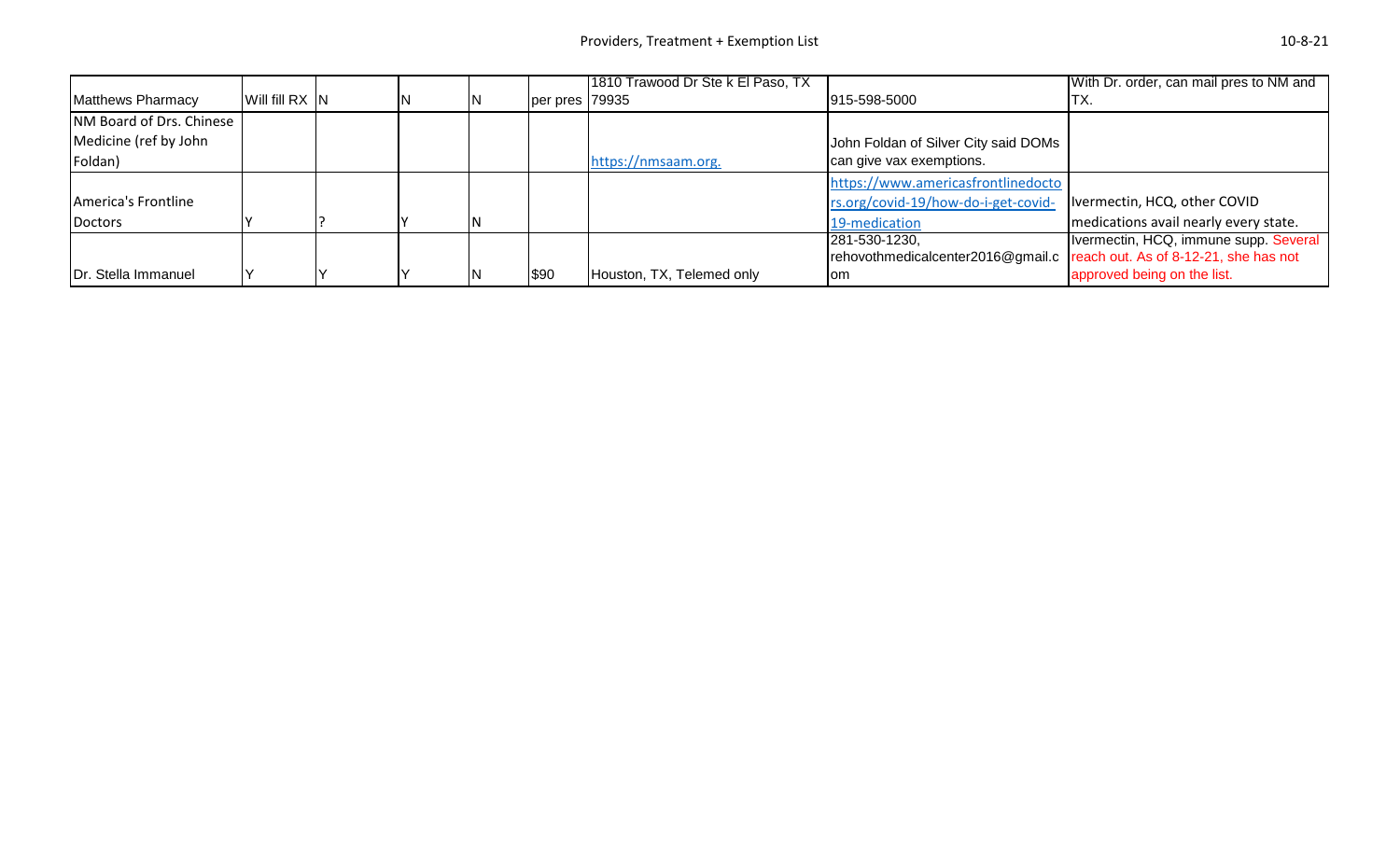| | | | | | | | | |
|---|---|---|---|---|---|---|---|---|
| Matthews Pharmacy | Will fill RX | N | N | N | per pres | 1810 Trawood Dr Ste k El Paso, TX 79935 | 915-598-5000 | With Dr. order, can mail pres to NM and TX. |
| NM Board of Drs. Chinese Medicine (ref by John Foldan) | | | | | | https://nmsaam.org. | John Foldan of Silver City said DOMs can give vax exemptions. | |
| America's Frontline Doctors | Y | ? | Y | N | | | https://www.americasfrontlinedoctors.org/covid-19/how-do-i-get-covid-19-medication | Ivermectin, HCQ, other COVID medications avail nearly every state. |
| Dr. Stella Immanuel | Y | Y | Y | N | $90 | Houston, TX, Telemed only | 281-530-1230, rehovothmedicalcenter2016@gmail.com | Ivermectin, HCQ, immune supp. Several reach out. As of 8-12-21, she has not approved being on the list. |